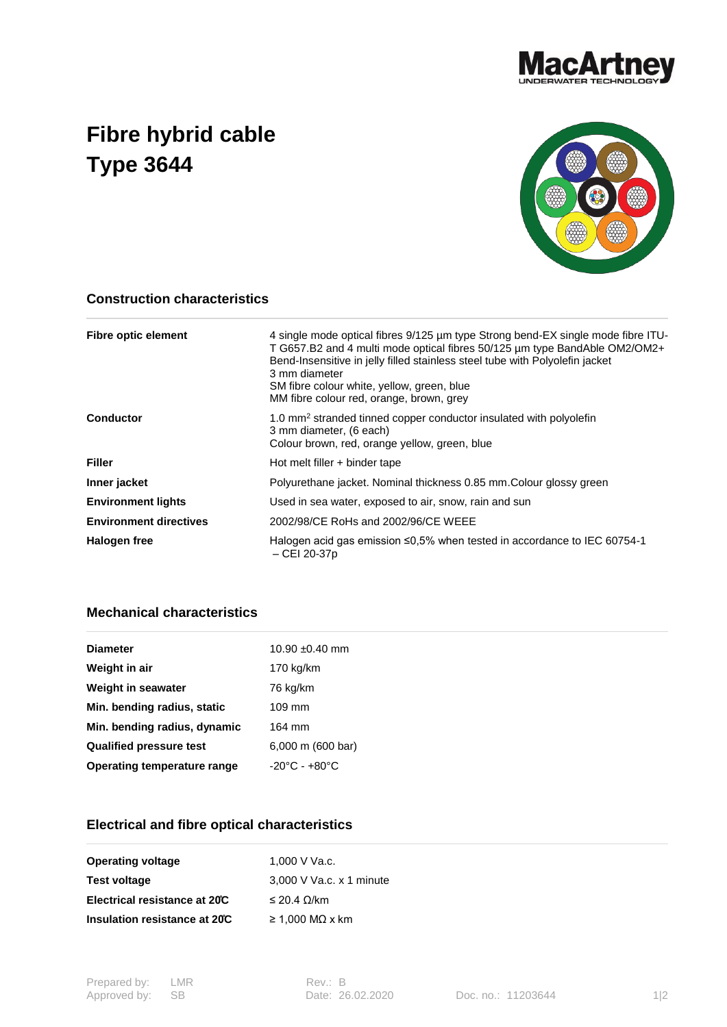# Fibre hybrid cable Type 3644

## Construction characteristics

| | |
|---|---|
| **Fibre optic element** | 4 single mode optical fibres 9/125 µm type Strong bend-EX single mode fibre ITU-T G657.B2 and 4 multi mode optical fibres 50/125 µm type BandAble OM2/OM2+ Bend-Insensitive in jelly filled stainless steel tube with Polyolefin jacket<br>3 mm diameter<br>SM fibre colour white, yellow, green, blue<br>MM fibre colour red, orange, brown, grey |
| **Conductor** | 1.0 mm$^2$ stranded tinned copper conductor insulated with polyolefin<br>3 mm diameter, (6 each)<br>Colour brown, red, orange yellow, green, blue |
| **Filler** | Hot melt filler + binder tape |
| **Inner jacket** | Polyurethane jacket. Nominal thickness 0.85 mm.Colour glossy green |
| **Environment lights** | Used in sea water, exposed to air, snow, rain and sun |
| **Environment directives** | 2002/98/CE RoHs and 2002/96/CE WEEE |
| **Halogen free** | Halogen acid gas emission ≤0,5% when tested in accordance to IEC 60754-1 – CEI 20-37p |

## Mechanical characteristics

| | |
|---|---|
| **Diameter** | 10.90 ±0.40 mm |
| **Weight in air** | 170 kg/km |
| **Weight in seawater** | 76 kg/km |
| **Min. bending radius, static** | 109 mm |
| **Min. bending radius, dynamic** | 164 mm |
| **Qualified pressure test** | 6,000 m (600 bar) |
| **Operating temperature range** | -20°C - +80°C |

## Electrical and fibre optical characteristics

| | |
|---|---|
| **Operating voltage** | 1,000 V Va.c. |
| **Test voltage** | 3,000 V Va.c. x 1 minute |
| **Electrical resistance at 20°C** | ≤ 20.4 Ω/km |
| **Insulation resistance at 20°C** | ≥ 1,000 MΩ x km |

Prepared by: LMR
Approved by: SB

Rev.: B
Date: 26.02.2020

Doc. no.: 11203644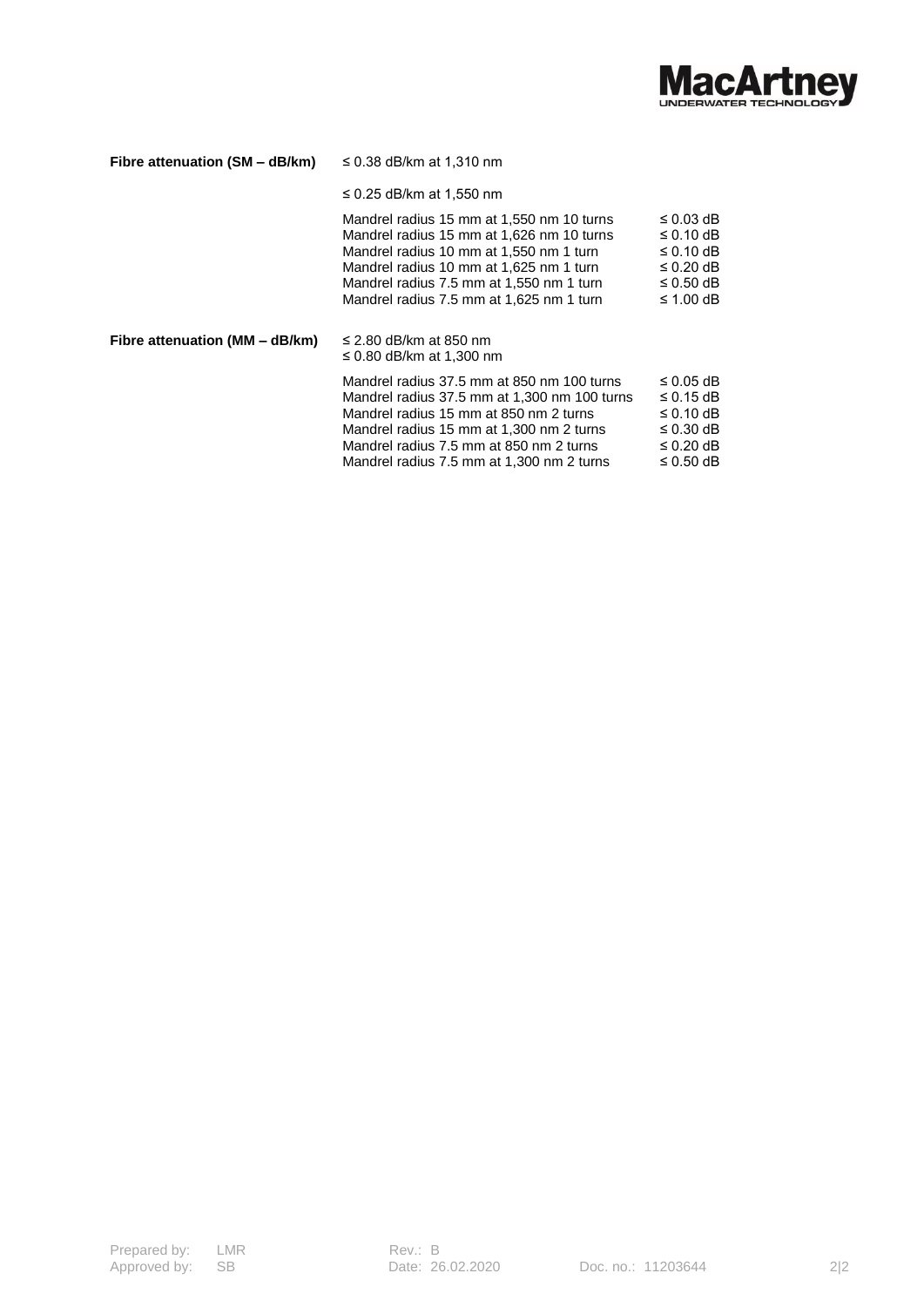| | | |
|---|---|---|
| **Fibre attenuation (SM – dB/km)** | ≤ 0.38 dB/km at 1,310 nm | |
| | ≤ 0.25 dB/km at 1,550 nm | |
| | Mandrel radius 15 mm at 1,550 nm 10 turns | ≤ 0.03 dB |
| | Mandrel radius 15 mm at 1,626 nm 10 turns | ≤ 0.10 dB |
| | Mandrel radius 10 mm at 1,550 nm 1 turn | ≤ 0.10 dB |
| | Mandrel radius 10 mm at 1,625 nm 1 turn | ≤ 0.20 dB |
| | Mandrel radius 7.5 mm at 1,550 nm 1 turn | ≤ 0.50 dB |
| | Mandrel radius 7.5 mm at 1,625 nm 1 turn | ≤ 1.00 dB |
| **Fibre attenuation (MM – dB/km)** | ≤ 2.80 dB/km at 850 nm | |
| | ≤ 0.80 dB/km at 1,300 nm | |
| | Mandrel radius 37.5 mm at 850 nm 100 turns | ≤ 0.05 dB |
| | Mandrel radius 37.5 mm at 1,300 nm 100 turns | ≤ 0.15 dB |
| | Mandrel radius 15 mm at 850 nm 2 turns | ≤ 0.10 dB |
| | Mandrel radius 15 mm at 1,300 nm 2 turns | ≤ 0.30 dB |
| | Mandrel radius 7.5 mm at 850 nm 2 turns | ≤ 0.20 dB |
| | Mandrel radius 7.5 mm at 1,300 nm 2 turns | ≤ 0.50 dB |

Prepared by: LMR
Approved by: SB
Rev.: B
Date: 26.02.2020
Doc. no.: 11203644